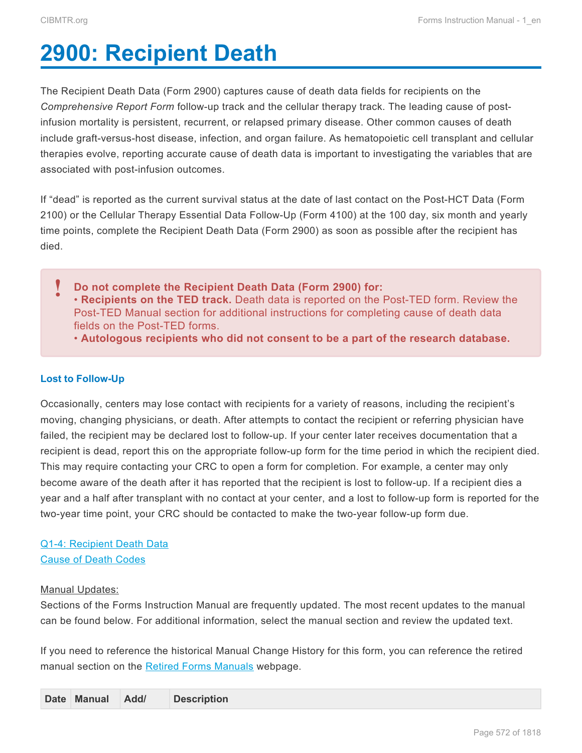# 2900: Recipient Death

The Recipient Death Data (Form 2900) captures cause of death data fields for recipients on the *Comprehensive Report Form* follow-up track and the cellular therapy track. The leading cause of post-infusion mortality is persistent, recurrent, or relapsed primary disease. Other common causes of death include graft-versus-host disease, infection, and organ failure. As hematopoietic cell transplant and cellular therapies evolve, reporting accurate cause of death data is important to investigating the variables that are associated with post-infusion outcomes.

If "dead" is reported as the current survival status at the date of last contact on the Post-HCT Data (Form 2100) or the Cellular Therapy Essential Data Follow-Up (Form 4100) at the 100 day, six month and yearly time points, complete the Recipient Death Data (Form 2900) as soon as possible after the recipient has died.

> **Do not complete the Recipient Death Data (Form 2900) for:**
> • **Recipients on the TED track.** Death data is reported on the Post-TED form. Review the Post-TED Manual section for additional instructions for completing cause of death data fields on the Post-TED forms.
> • **Autologous recipients who did not consent to be a part of the research database.**

#### Lost to Follow-Up

Occasionally, centers may lose contact with recipients for a variety of reasons, including the recipient's moving, changing physicians, or death. After attempts to contact the recipient or referring physician have failed, the recipient may be declared lost to follow-up. If your center later receives documentation that a recipient is dead, report this on the appropriate follow-up form for the time period in which the recipient died. This may require contacting your CRC to open a form for completion. For example, a center may only become aware of the death after it has reported that the recipient is lost to follow-up. If a recipient dies a year and a half after transplant with no contact at your center, and a lost to follow-up form is reported for the two-year time point, your CRC should be contacted to make the two-year follow-up form due.

Q1-4: Recipient Death Data
Cause of Death Codes

Manual Updates:
Sections of the Forms Instruction Manual are frequently updated. The most recent updates to the manual can be found below. For additional information, select the manual section and review the updated text.

If you need to reference the historical Manual Change History for this form, you can reference the retired manual section on the Retired Forms Manuals webpage.

| Date | Manual | Add/ | Description |
|---|---|---|---|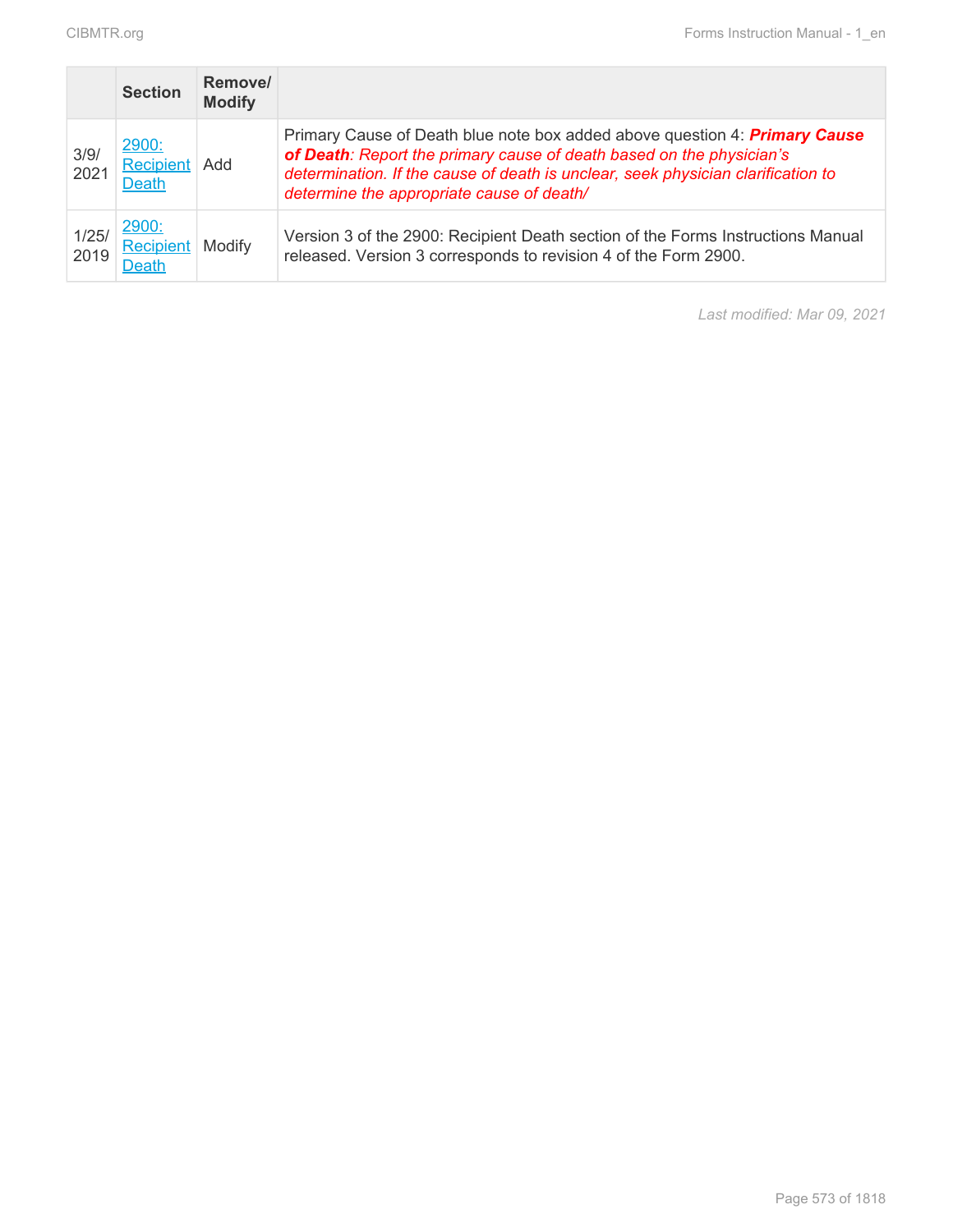| | Section | Remove/ Modify | |
|---|---|---|---|
| 3/9/ 2021 | [2900: Recipient Death]() | Add | Primary Cause of Death blue note box added above question 4: ***Primary Cause of Death****: Report the primary cause of death based on the physician's determination. If the cause of death is unclear, seek physician clarification to determine the appropriate cause of death/* |
| 1/25/ 2019 | [2900: Recipient Death]() | Modify | Version 3 of the 2900: Recipient Death section of the Forms Instructions Manual released. Version 3 corresponds to revision 4 of the Form 2900. |

*Last modified: Mar 09, 2021*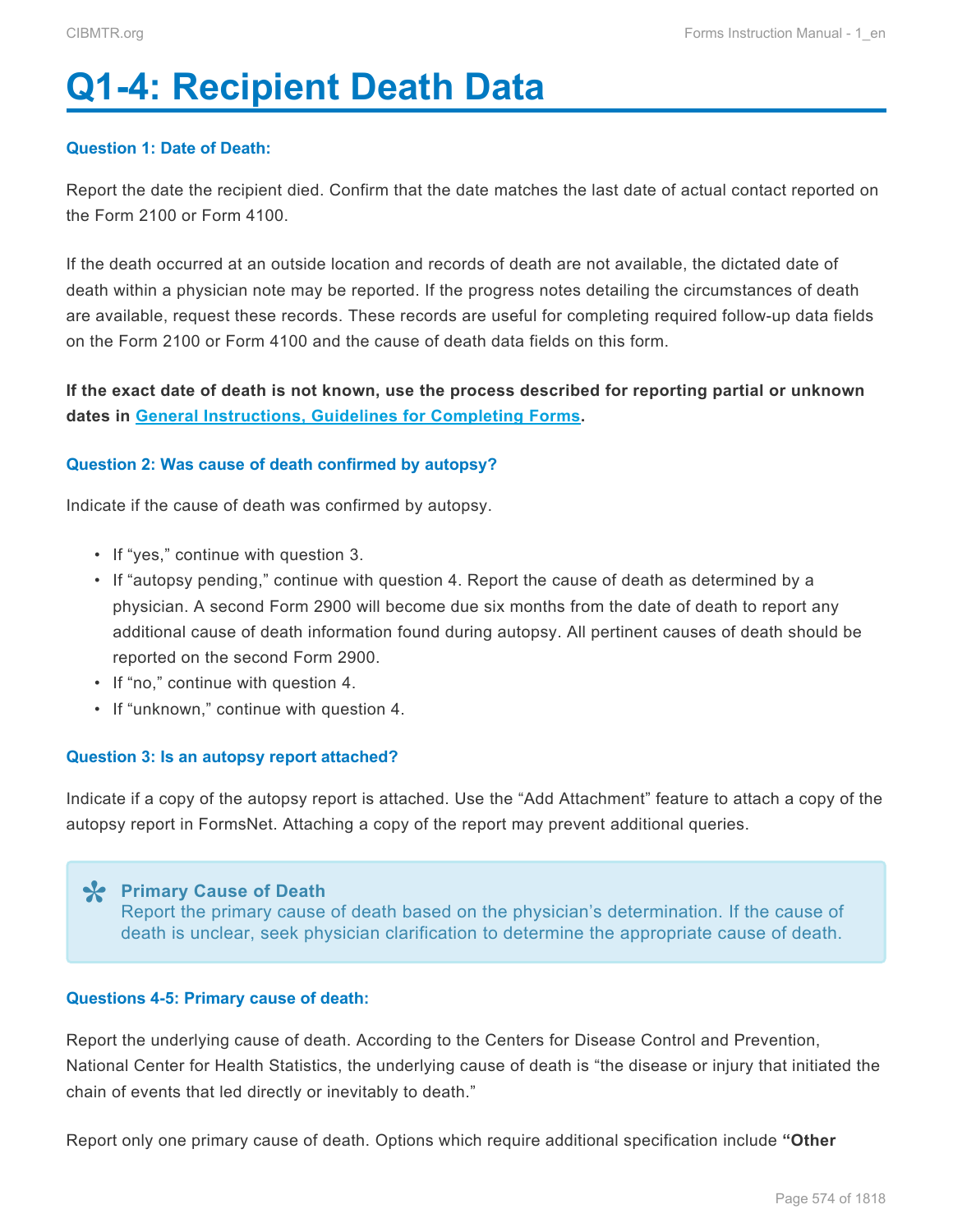# Q1-4: Recipient Death Data

### Question 1: Date of Death:

Report the date the recipient died. Confirm that the date matches the last date of actual contact reported on the Form 2100 or Form 4100.

If the death occurred at an outside location and records of death are not available, the dictated date of death within a physician note may be reported. If the progress notes detailing the circumstances of death are available, request these records. These records are useful for completing required follow-up data fields on the Form 2100 or Form 4100 and the cause of death data fields on this form.

**If the exact date of death is not known, use the process described for reporting partial or unknown dates in General Instructions, Guidelines for Completing Forms.**

### Question 2: Was cause of death confirmed by autopsy?

Indicate if the cause of death was confirmed by autopsy.

- If "yes," continue with question 3.
- If "autopsy pending," continue with question 4. Report the cause of death as determined by a physician. A second Form 2900 will become due six months from the date of death to report any additional cause of death information found during autopsy. All pertinent causes of death should be reported on the second Form 2900.
- If "no," continue with question 4.
- If "unknown," continue with question 4.

### Question 3: Is an autopsy report attached?

Indicate if a copy of the autopsy report is attached. Use the "Add Attachment" feature to attach a copy of the autopsy report in FormsNet. Attaching a copy of the report may prevent additional queries.

> **Primary Cause of Death**
> Report the primary cause of death based on the physician's determination. If the cause of death is unclear, seek physician clarification to determine the appropriate cause of death.

### Questions 4-5: Primary cause of death:

Report the underlying cause of death. According to the Centers for Disease Control and Prevention, National Center for Health Statistics, the underlying cause of death is "the disease or injury that initiated the chain of events that led directly or inevitably to death."

Report only one primary cause of death. Options which require additional specification include **"Other**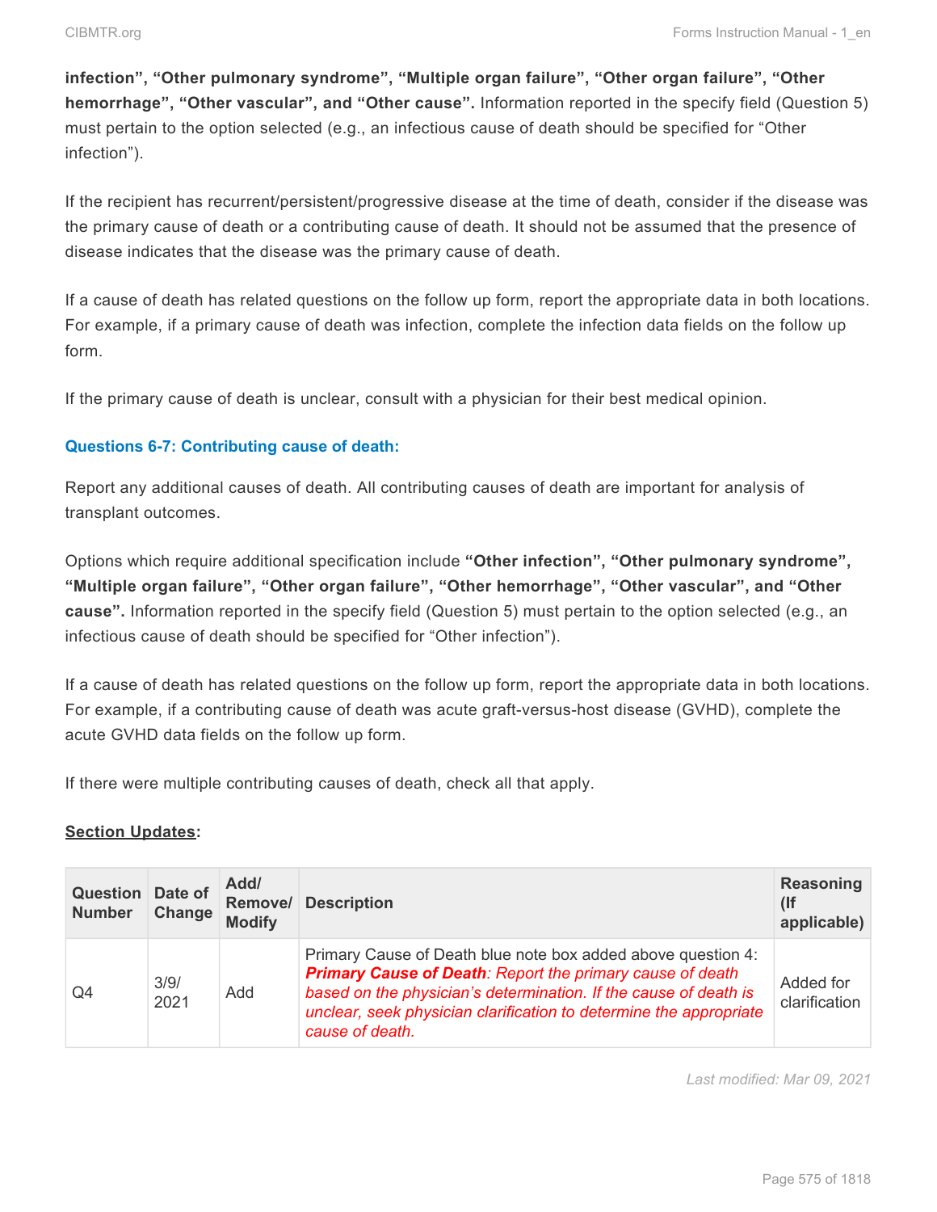**infection", "Other pulmonary syndrome", "Multiple organ failure", "Other organ failure", "Other hemorrhage", "Other vascular", and "Other cause".** Information reported in the specify field (Question 5) must pertain to the option selected (e.g., an infectious cause of death should be specified for "Other infection").

If the recipient has recurrent/persistent/progressive disease at the time of death, consider if the disease was the primary cause of death or a contributing cause of death. It should not be assumed that the presence of disease indicates that the disease was the primary cause of death.

If a cause of death has related questions on the follow up form, report the appropriate data in both locations. For example, if a primary cause of death was infection, complete the infection data fields on the follow up form.

If the primary cause of death is unclear, consult with a physician for their best medical opinion.

### Questions 6-7: Contributing cause of death:

Report any additional causes of death. All contributing causes of death are important for analysis of transplant outcomes.

Options which require additional specification include **"Other infection", "Other pulmonary syndrome", "Multiple organ failure", "Other organ failure", "Other hemorrhage", "Other vascular", and "Other cause".** Information reported in the specify field (Question 5) must pertain to the option selected (e.g., an infectious cause of death should be specified for "Other infection").

If a cause of death has related questions on the follow up form, report the appropriate data in both locations. For example, if a contributing cause of death was acute graft-versus-host disease (GVHD), complete the acute GVHD data fields on the follow up form.

If there were multiple contributing causes of death, check all that apply.

**Section Updates:**

| Question Number | Date of Change | Add/ Remove/ Modify | Description | Reasoning (If applicable) |
|---|---|---|---|---|
| Q4 | 3/9/2021 | Add | Primary Cause of Death blue note box added above question 4: ***Primary Cause of Death****: Report the primary cause of death based on the physician's determination. If the cause of death is unclear, seek physician clarification to determine the appropriate cause of death.* | Added for clarification |

*Last modified: Mar 09, 2021*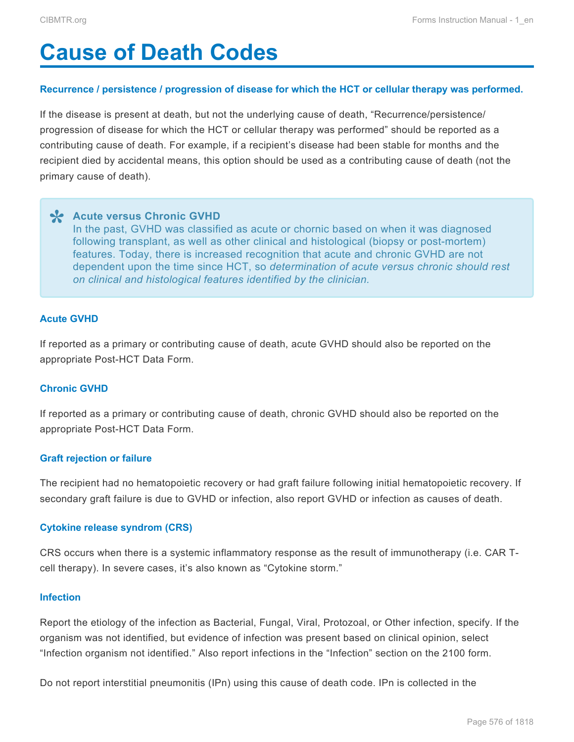# Cause of Death Codes

### Recurrence / persistence / progression of disease for which the HCT or cellular therapy was performed.

If the disease is present at death, but not the underlying cause of death, "Recurrence/persistence/progression of disease for which the HCT or cellular therapy was performed" should be reported as a contributing cause of death. For example, if a recipient's disease had been stable for months and the recipient died by accidental means, this option should be used as a contributing cause of death (not the primary cause of death).

> **Acute versus Chronic GVHD**
> In the past, GVHD was classified as acute or chornic based on when it was diagnosed following transplant, as well as other clinical and histological (biopsy or post-mortem) features. Today, there is increased recognition that acute and chronic GVHD are not dependent upon the time since HCT, so *determination of acute versus chronic should rest on clinical and histological features identified by the clinician.*

### Acute GVHD

If reported as a primary or contributing cause of death, acute GVHD should also be reported on the appropriate Post-HCT Data Form.

### Chronic GVHD

If reported as a primary or contributing cause of death, chronic GVHD should also be reported on the appropriate Post-HCT Data Form.

### Graft rejection or failure

The recipient had no hematopoietic recovery or had graft failure following initial hematopoietic recovery. If secondary graft failure is due to GVHD or infection, also report GVHD or infection as causes of death.

### Cytokine release syndrom (CRS)

CRS occurs when there is a systemic inflammatory response as the result of immunotherapy (i.e. CAR T-cell therapy). In severe cases, it's also known as "Cytokine storm."

### Infection

Report the etiology of the infection as Bacterial, Fungal, Viral, Protozoal, or Other infection, specify. If the organism was not identified, but evidence of infection was present based on clinical opinion, select "Infection organism not identified." Also report infections in the "Infection" section on the 2100 form.

Do not report interstitial pneumonitis (IPn) using this cause of death code. IPn is collected in the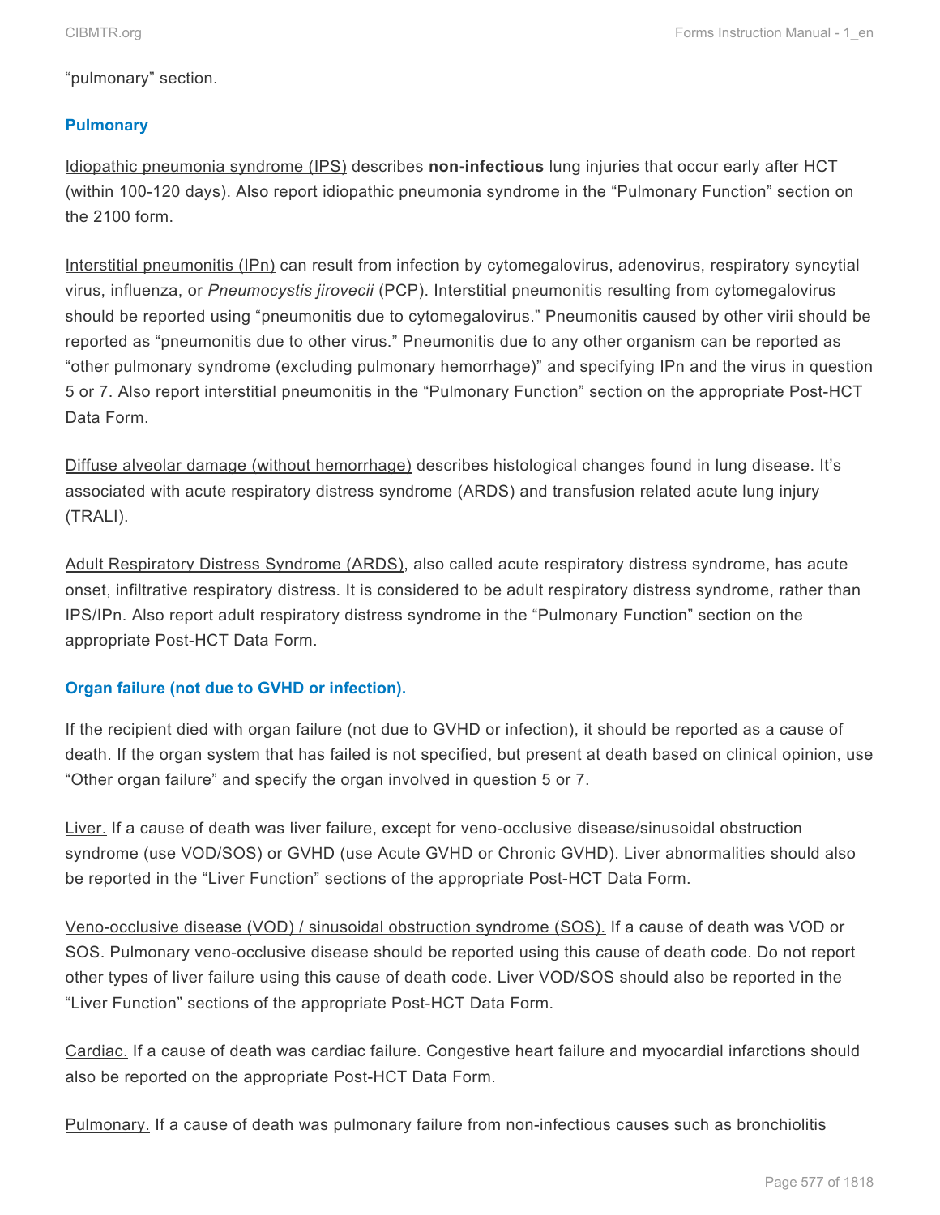"pulmonary" section.

### Pulmonary

Idiopathic pneumonia syndrome (IPS) describes **non-infectious** lung injuries that occur early after HCT (within 100-120 days). Also report idiopathic pneumonia syndrome in the "Pulmonary Function" section on the 2100 form.

Interstitial pneumonitis (IPn) can result from infection by cytomegalovirus, adenovirus, respiratory syncytial virus, influenza, or *Pneumocystis jirovecii* (PCP). Interstitial pneumonitis resulting from cytomegalovirus should be reported using "pneumonitis due to cytomegalovirus." Pneumonitis caused by other virii should be reported as "pneumonitis due to other virus." Pneumonitis due to any other organism can be reported as "other pulmonary syndrome (excluding pulmonary hemorrhage)" and specifying IPn and the virus in question 5 or 7. Also report interstitial pneumonitis in the "Pulmonary Function" section on the appropriate Post-HCT Data Form.

Diffuse alveolar damage (without hemorrhage) describes histological changes found in lung disease. It's associated with acute respiratory distress syndrome (ARDS) and transfusion related acute lung injury (TRALI).

Adult Respiratory Distress Syndrome (ARDS), also called acute respiratory distress syndrome, has acute onset, infiltrative respiratory distress. It is considered to be adult respiratory distress syndrome, rather than IPS/IPn. Also report adult respiratory distress syndrome in the "Pulmonary Function" section on the appropriate Post-HCT Data Form.

### Organ failure (not due to GVHD or infection).

If the recipient died with organ failure (not due to GVHD or infection), it should be reported as a cause of death. If the organ system that has failed is not specified, but present at death based on clinical opinion, use "Other organ failure" and specify the organ involved in question 5 or 7.

Liver. If a cause of death was liver failure, except for veno-occlusive disease/sinusoidal obstruction syndrome (use VOD/SOS) or GVHD (use Acute GVHD or Chronic GVHD). Liver abnormalities should also be reported in the "Liver Function" sections of the appropriate Post-HCT Data Form.

Veno-occlusive disease (VOD) / sinusoidal obstruction syndrome (SOS). If a cause of death was VOD or SOS. Pulmonary veno-occlusive disease should be reported using this cause of death code. Do not report other types of liver failure using this cause of death code. Liver VOD/SOS should also be reported in the "Liver Function" sections of the appropriate Post-HCT Data Form.

Cardiac. If a cause of death was cardiac failure. Congestive heart failure and myocardial infarctions should also be reported on the appropriate Post-HCT Data Form.

Pulmonary. If a cause of death was pulmonary failure from non-infectious causes such as bronchiolitis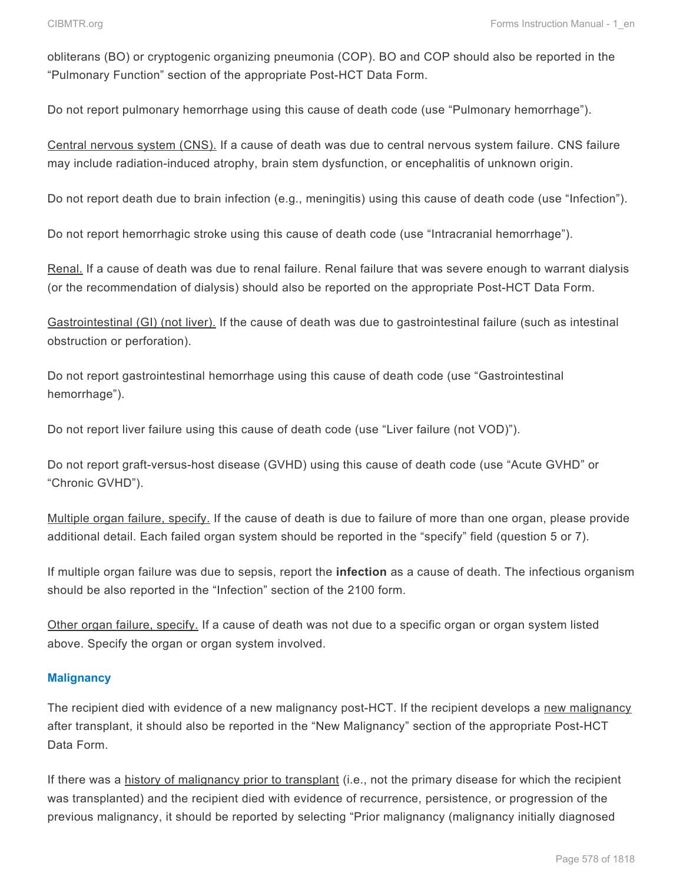obliterans (BO) or cryptogenic organizing pneumonia (COP). BO and COP should also be reported in the "Pulmonary Function" section of the appropriate Post-HCT Data Form.

Do not report pulmonary hemorrhage using this cause of death code (use "Pulmonary hemorrhage").

Central nervous system (CNS). If a cause of death was due to central nervous system failure. CNS failure may include radiation-induced atrophy, brain stem dysfunction, or encephalitis of unknown origin.

Do not report death due to brain infection (e.g., meningitis) using this cause of death code (use "Infection").

Do not report hemorrhagic stroke using this cause of death code (use "Intracranial hemorrhage").

Renal. If a cause of death was due to renal failure. Renal failure that was severe enough to warrant dialysis (or the recommendation of dialysis) should also be reported on the appropriate Post-HCT Data Form.

Gastrointestinal (GI) (not liver). If the cause of death was due to gastrointestinal failure (such as intestinal obstruction or perforation).

Do not report gastrointestinal hemorrhage using this cause of death code (use "Gastrointestinal hemorrhage").

Do not report liver failure using this cause of death code (use "Liver failure (not VOD)").

Do not report graft-versus-host disease (GVHD) using this cause of death code (use "Acute GVHD" or "Chronic GVHD").

Multiple organ failure, specify. If the cause of death is due to failure of more than one organ, please provide additional detail. Each failed organ system should be reported in the "specify" field (question 5 or 7).

If multiple organ failure was due to sepsis, report the **infection** as a cause of death. The infectious organism should be also reported in the "Infection" section of the 2100 form.

Other organ failure, specify. If a cause of death was not due to a specific organ or organ system listed above. Specify the organ or organ system involved.

### Malignancy

The recipient died with evidence of a new malignancy post-HCT. If the recipient develops a new malignancy after transplant, it should also be reported in the "New Malignancy" section of the appropriate Post-HCT Data Form.

If there was a history of malignancy prior to transplant (i.e., not the primary disease for which the recipient was transplanted) and the recipient died with evidence of recurrence, persistence, or progression of the previous malignancy, it should be reported by selecting "Prior malignancy (malignancy initially diagnosed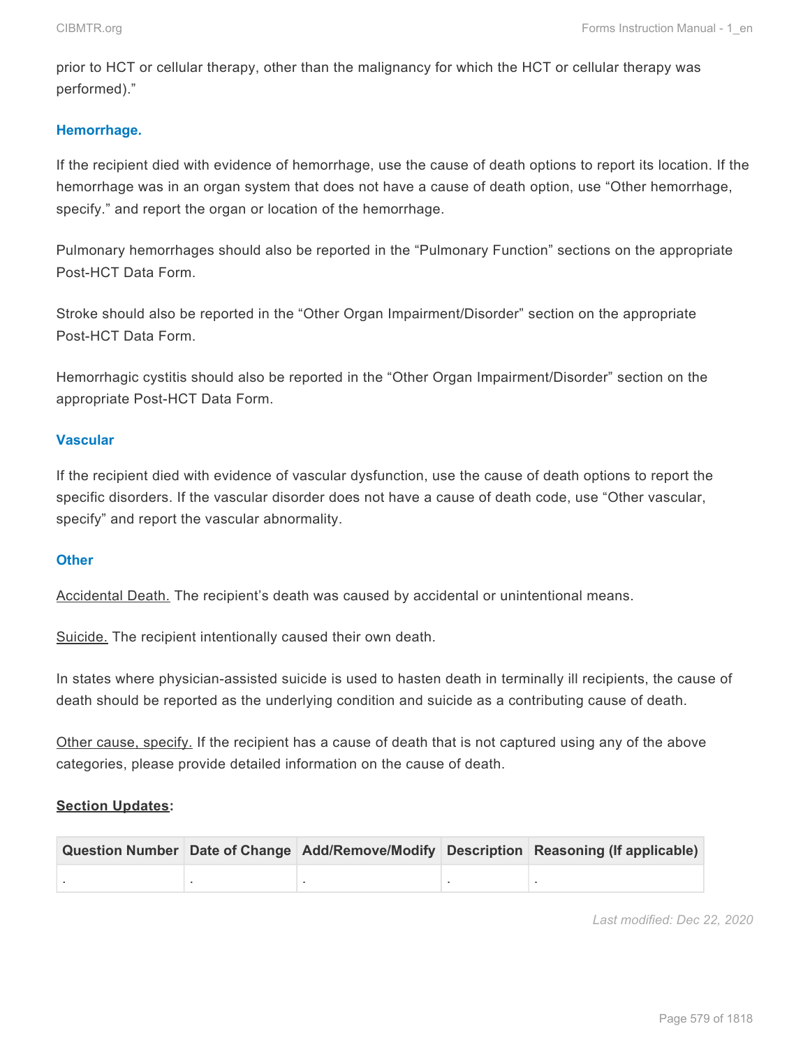prior to HCT or cellular therapy, other than the malignancy for which the HCT or cellular therapy was performed)."

**Hemorrhage.**

If the recipient died with evidence of hemorrhage, use the cause of death options to report its location. If the hemorrhage was in an organ system that does not have a cause of death option, use "Other hemorrhage, specify." and report the organ or location of the hemorrhage.

Pulmonary hemorrhages should also be reported in the "Pulmonary Function" sections on the appropriate Post-HCT Data Form.

Stroke should also be reported in the "Other Organ Impairment/Disorder" section on the appropriate Post-HCT Data Form.

Hemorrhagic cystitis should also be reported in the "Other Organ Impairment/Disorder" section on the appropriate Post-HCT Data Form.

**Vascular**

If the recipient died with evidence of vascular dysfunction, use the cause of death options to report the specific disorders. If the vascular disorder does not have a cause of death code, use "Other vascular, specify" and report the vascular abnormality.

**Other**

Accidental Death. The recipient's death was caused by accidental or unintentional means.

Suicide. The recipient intentionally caused their own death.

In states where physician-assisted suicide is used to hasten death in terminally ill recipients, the cause of death should be reported as the underlying condition and suicide as a contributing cause of death.

Other cause, specify. If the recipient has a cause of death that is not captured using any of the above categories, please provide detailed information on the cause of death.

**Section Updates:**

| Question Number | Date of Change | Add/Remove/Modify | Description | Reasoning (If applicable) |
|---|---|---|---|---|
| . | . | . | . | . |

*Last modified: Dec 22, 2020*